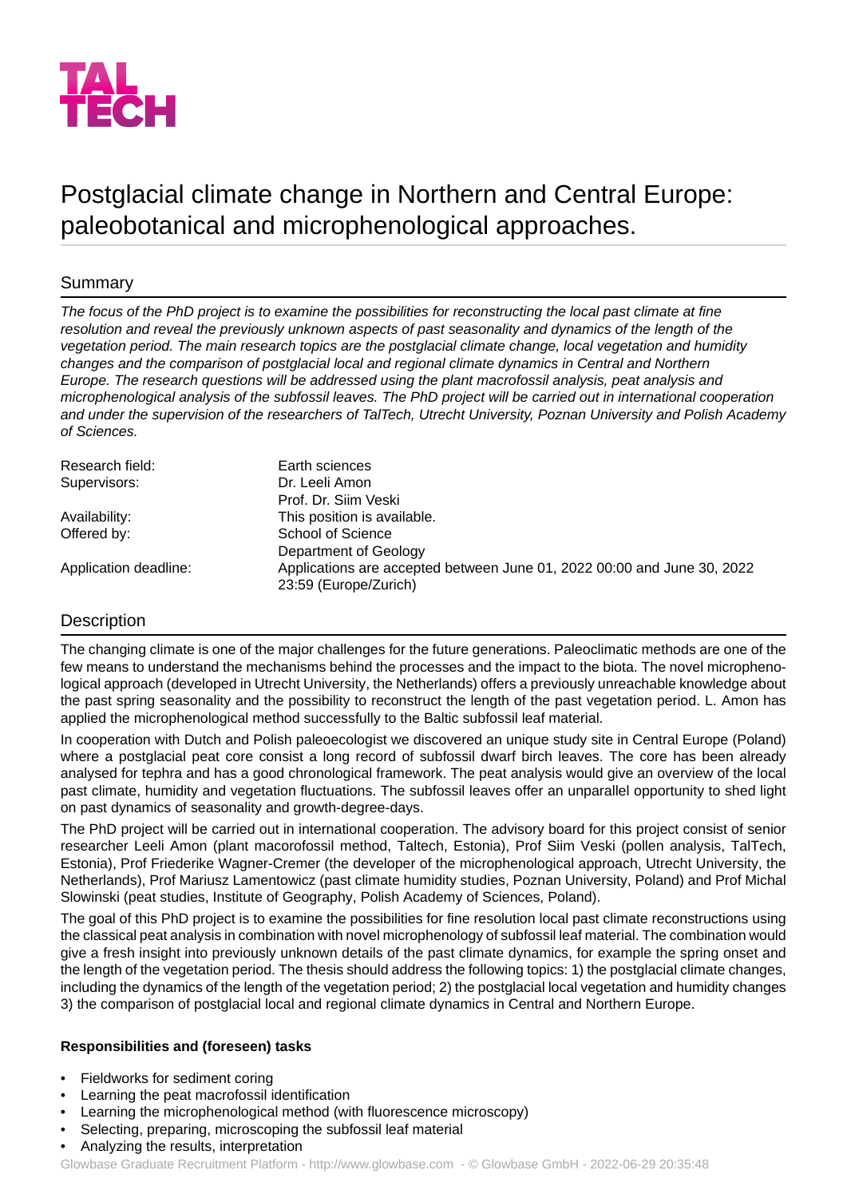# Postglacial climate change in Northern and Central Europe: paleobotanical and microphenological approaches.

## Summary

*The focus of the PhD project is to examine the possibilities for reconstructing the local past climate at fine resolution and reveal the previously unknown aspects of past seasonality and dynamics of the length of the vegetation period. The main research topics are the postglacial climate change, local vegetation and humidity changes and the comparison of postglacial local and regional climate dynamics in Central and Northern Europe. The research questions will be addressed using the plant macrofossil analysis, peat analysis and microphenological analysis of the subfossil leaves. The PhD project will be carried out in international cooperation and under the supervision of the researchers of TalTech, Utrecht University, Poznan University and Polish Academy of Sciences.*

| | |
|---|---|
| Research field: | Earth sciences |
| Supervisors: | Dr. Leeli Amon<br>Prof. Dr. Siim Veski |
| Availability: | This position is available. |
| Offered by: | School of Science<br>Department of Geology |
| Application deadline: | Applications are accepted between June 01, 2022 00:00 and June 30, 2022 23:59 (Europe/Zurich) |

## Description

The changing climate is one of the major challenges for the future generations. Paleoclimatic methods are one of the few means to understand the mechanisms behind the processes and the impact to the biota. The novel microphenological approach (developed in Utrecht University, the Netherlands) offers a previously unreachable knowledge about the past spring seasonality and the possibility to reconstruct the length of the past vegetation period. L. Amon has applied the microphenological method successfully to the Baltic subfossil leaf material.

In cooperation with Dutch and Polish paleoecologist we discovered an unique study site in Central Europe (Poland) where a postglacial peat core consist a long record of subfossil dwarf birch leaves. The core has been already analysed for tephra and has a good chronological framework. The peat analysis would give an overview of the local past climate, humidity and vegetation fluctuations. The subfossil leaves offer an unparallel opportunity to shed light on past dynamics of seasonality and growth-degree-days.

The PhD project will be carried out in international cooperation. The advisory board for this project consist of senior researcher Leeli Amon (plant macorofossil method, Taltech, Estonia), Prof Siim Veski (pollen analysis, TalTech, Estonia), Prof Friederike Wagner-Cremer (the developer of the microphenological approach, Utrecht University, the Netherlands), Prof Mariusz Lamentowicz (past climate humidity studies, Poznan University, Poland) and Prof Michal Slowinski (peat studies, Institute of Geography, Polish Academy of Sciences, Poland).

The goal of this PhD project is to examine the possibilities for fine resolution local past climate reconstructions using the classical peat analysis in combination with novel microphenology of subfossil leaf material. The combination would give a fresh insight into previously unknown details of the past climate dynamics, for example the spring onset and the length of the vegetation period. The thesis should address the following topics: 1) the postglacial climate changes, including the dynamics of the length of the vegetation period; 2) the postglacial local vegetation and humidity changes 3) the comparison of postglacial local and regional climate dynamics in Central and Northern Europe.

**Responsibilities and (foreseen) tasks**

- Fieldworks for sediment coring
- Learning the peat macrofossil identification
- Learning the microphenological method (with fluorescence microscopy)
- Selecting, preparing, microscoping the subfossil leaf material
- Analyzing the results, interpretation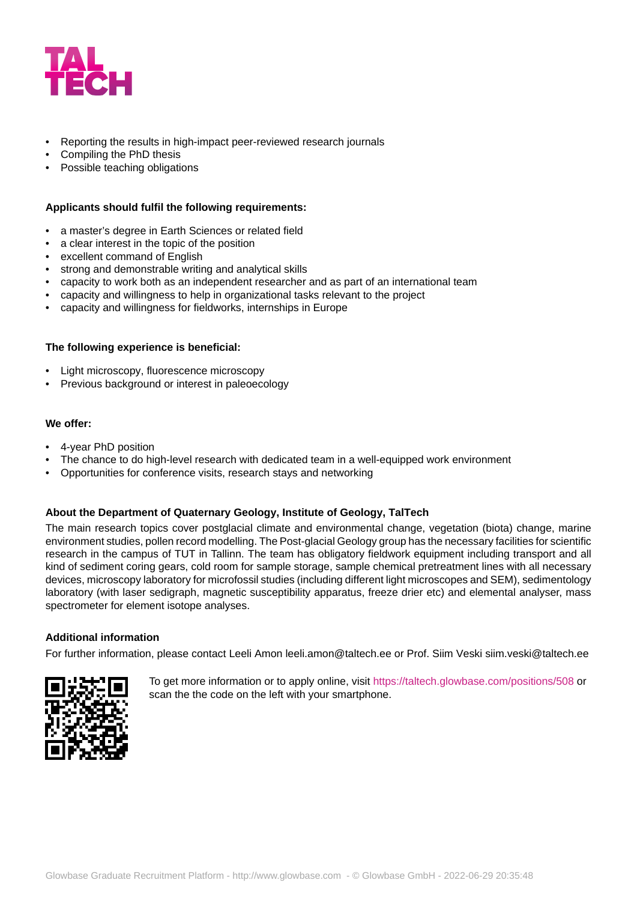- Reporting the results in high-impact peer-reviewed research journals
- Compiling the PhD thesis
- Possible teaching obligations

**Applicants should fulfil the following requirements:**

- a master's degree in Earth Sciences or related field
- a clear interest in the topic of the position
- excellent command of English
- strong and demonstrable writing and analytical skills
- capacity to work both as an independent researcher and as part of an international team
- capacity and willingness to help in organizational tasks relevant to the project
- capacity and willingness for fieldworks, internships in Europe

**The following experience is beneficial:**

- Light microscopy, fluorescence microscopy
- Previous background or interest in paleoecology

**We offer:**

- 4-year PhD position
- The chance to do high-level research with dedicated team in a well-equipped work environment
- Opportunities for conference visits, research stays and networking

**About the Department of Quaternary Geology, Institute of Geology, TalTech**

The main research topics cover postglacial climate and environmental change, vegetation (biota) change, marine environment studies, pollen record modelling. The Post-glacial Geology group has the necessary facilities for scientific research in the campus of TUT in Tallinn. The team has obligatory fieldwork equipment including transport and all kind of sediment coring gears, cold room for sample storage, sample chemical pretreatment lines with all necessary devices, microscopy laboratory for microfossil studies (including different light microscopes and SEM), sedimentology laboratory (with laser sedigraph, magnetic susceptibility apparatus, freeze drier etc) and elemental analyser, mass spectrometer for element isotope analyses.

**Additional information**

For further information, please contact Leeli Amon leeli.amon@taltech.ee or Prof. Siim Veski siim.veski@taltech.ee

To get more information or to apply online, visit https://taltech.glowbase.com/positions/508 or scan the the code on the left with your smartphone.